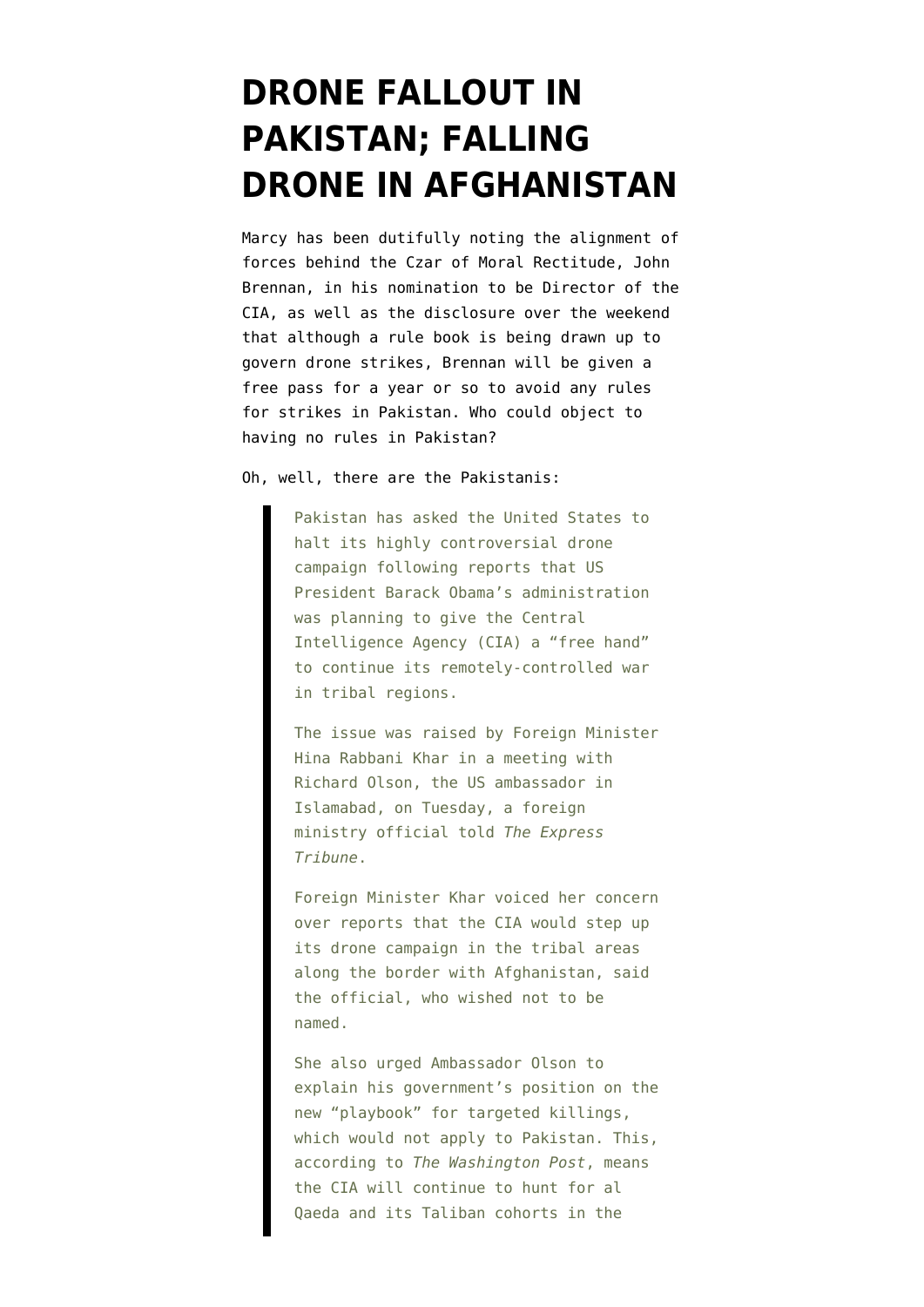# DRONE FALLOUT IN PAKISTAN; FALLING DRONE IN AFGHANISTAN

Marcy has been dutifully noting the alignment of forces behind the Czar of Moral Rectitude, John Brennan, in his nomination to be Director of the CIA, as well as the disclosure over the weekend that although a rule book is being drawn up to govern drone strikes, Brennan will be given a free pass for a year or so to avoid any rules for strikes in Pakistan. Who could object to having no rules in Pakistan?

Oh, well, there are the Pakistanis:

> Pakistan has asked the United States to halt its highly controversial drone campaign following reports that US President Barack Obama's administration was planning to give the Central Intelligence Agency (CIA) a "free hand" to continue its remotely-controlled war in tribal regions.
>
> The issue was raised by Foreign Minister Hina Rabbani Khar in a meeting with Richard Olson, the US ambassador in Islamabad, on Tuesday, a foreign ministry official told *The Express Tribune*.
>
> Foreign Minister Khar voiced her concern over reports that the CIA would step up its drone campaign in the tribal areas along the border with Afghanistan, said the official, who wished not to be named.
>
> She also urged Ambassador Olson to explain his government's position on the new "playbook" for targeted killings, which would not apply to Pakistan. This, according to *The Washington Post*, means the CIA will continue to hunt for al Qaeda and its Taliban cohorts in the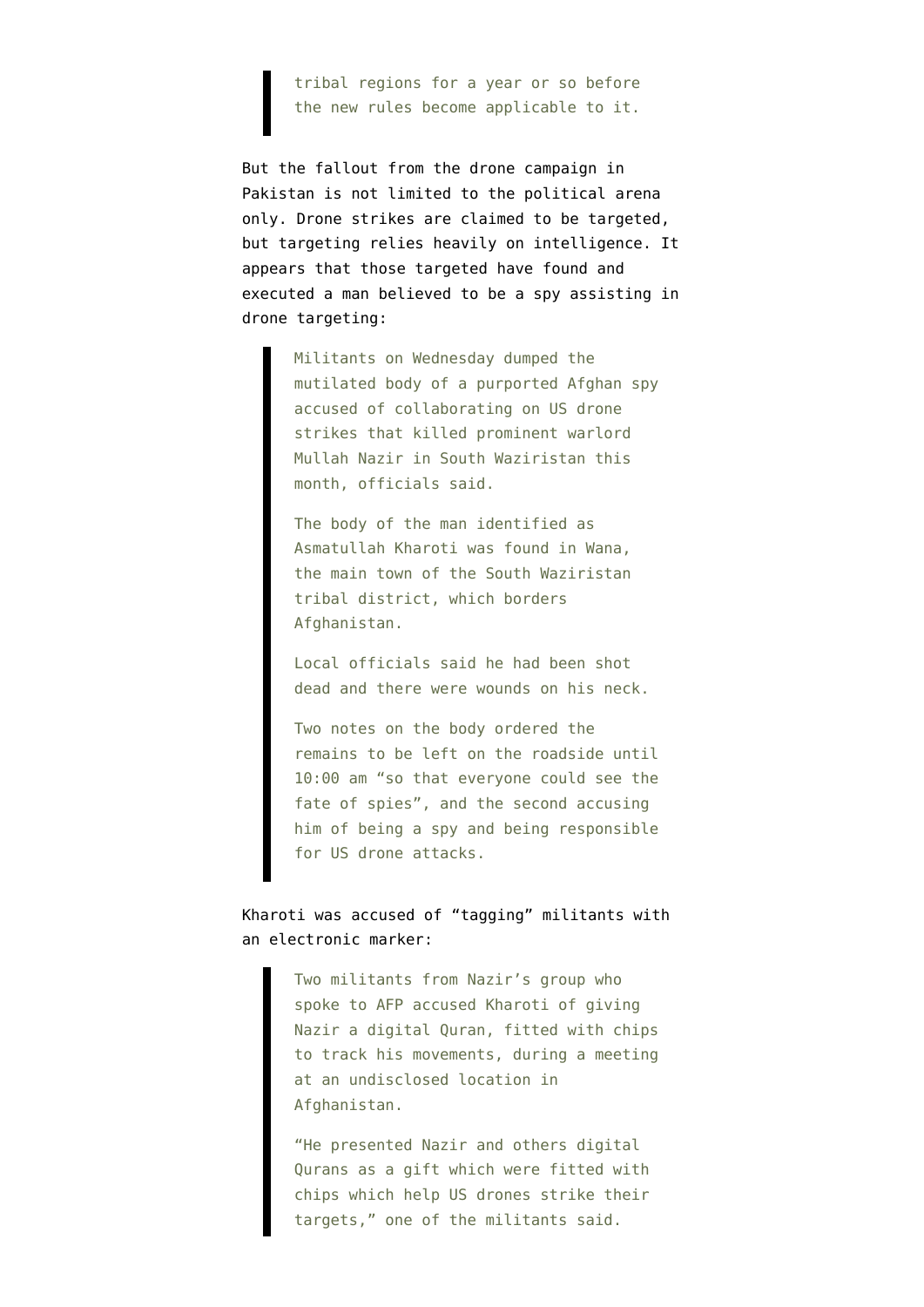> tribal regions for a year or so before the new rules become applicable to it.

But the fallout from the drone campaign in Pakistan is not limited to the political arena only. Drone strikes are claimed to be targeted, but targeting relies heavily on intelligence. It appears that those targeted have found and executed a man believed to be a spy assisting in drone targeting:

> Militants on Wednesday dumped the mutilated body of a purported Afghan spy accused of collaborating on US drone strikes that killed prominent warlord Mullah Nazir in South Waziristan this month, officials said.
>
> The body of the man identified as Asmatullah Kharoti was found in Wana, the main town of the South Waziristan tribal district, which borders Afghanistan.
>
> Local officials said he had been shot dead and there were wounds on his neck.
>
> Two notes on the body ordered the remains to be left on the roadside until 10:00 am "so that everyone could see the fate of spies", and the second accusing him of being a spy and being responsible for US drone attacks.

Kharoti was accused of "tagging" militants with an electronic marker:

> Two militants from Nazir's group who spoke to AFP accused Kharoti of giving Nazir a digital Quran, fitted with chips to track his movements, during a meeting at an undisclosed location in Afghanistan.
>
> "He presented Nazir and others digital Qurans as a gift which were fitted with chips which help US drones strike their targets," one of the militants said.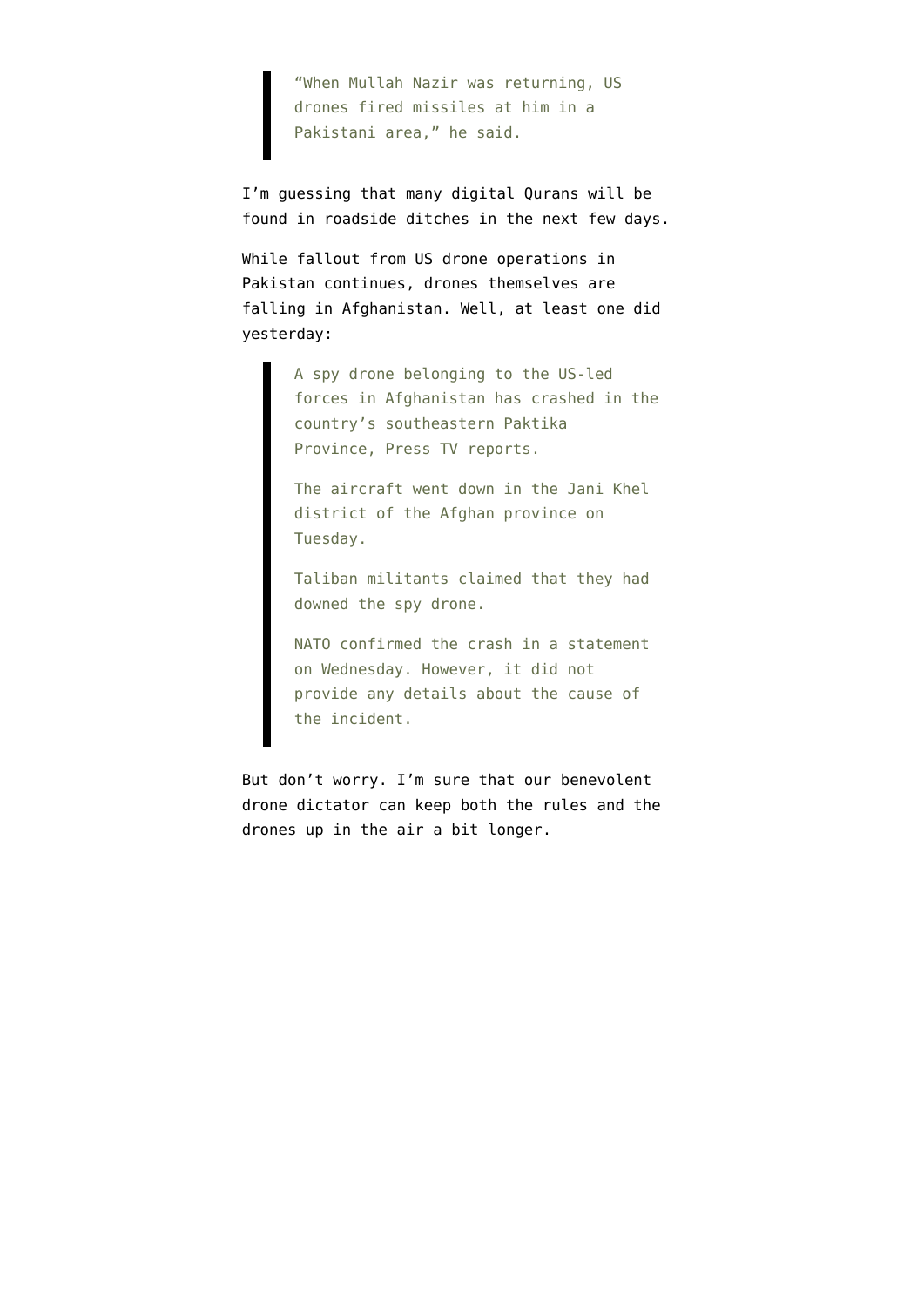> "When Mullah Nazir was returning, US drones fired missiles at him in a Pakistani area," he said.

I'm guessing that many digital Qurans will be found in roadside ditches in the next few days.

While fallout from US drone operations in Pakistan continues, drones themselves are falling in Afghanistan. Well, at least one did yesterday:

> A spy drone belonging to the US-led forces in Afghanistan has crashed in the country's southeastern Paktika Province, Press TV reports.
>
> The aircraft went down in the Jani Khel district of the Afghan province on Tuesday.
>
> Taliban militants claimed that they had downed the spy drone.
>
> NATO confirmed the crash in a statement on Wednesday. However, it did not provide any details about the cause of the incident.

But don't worry. I'm sure that our benevolent drone dictator can keep both the rules and the drones up in the air a bit longer.